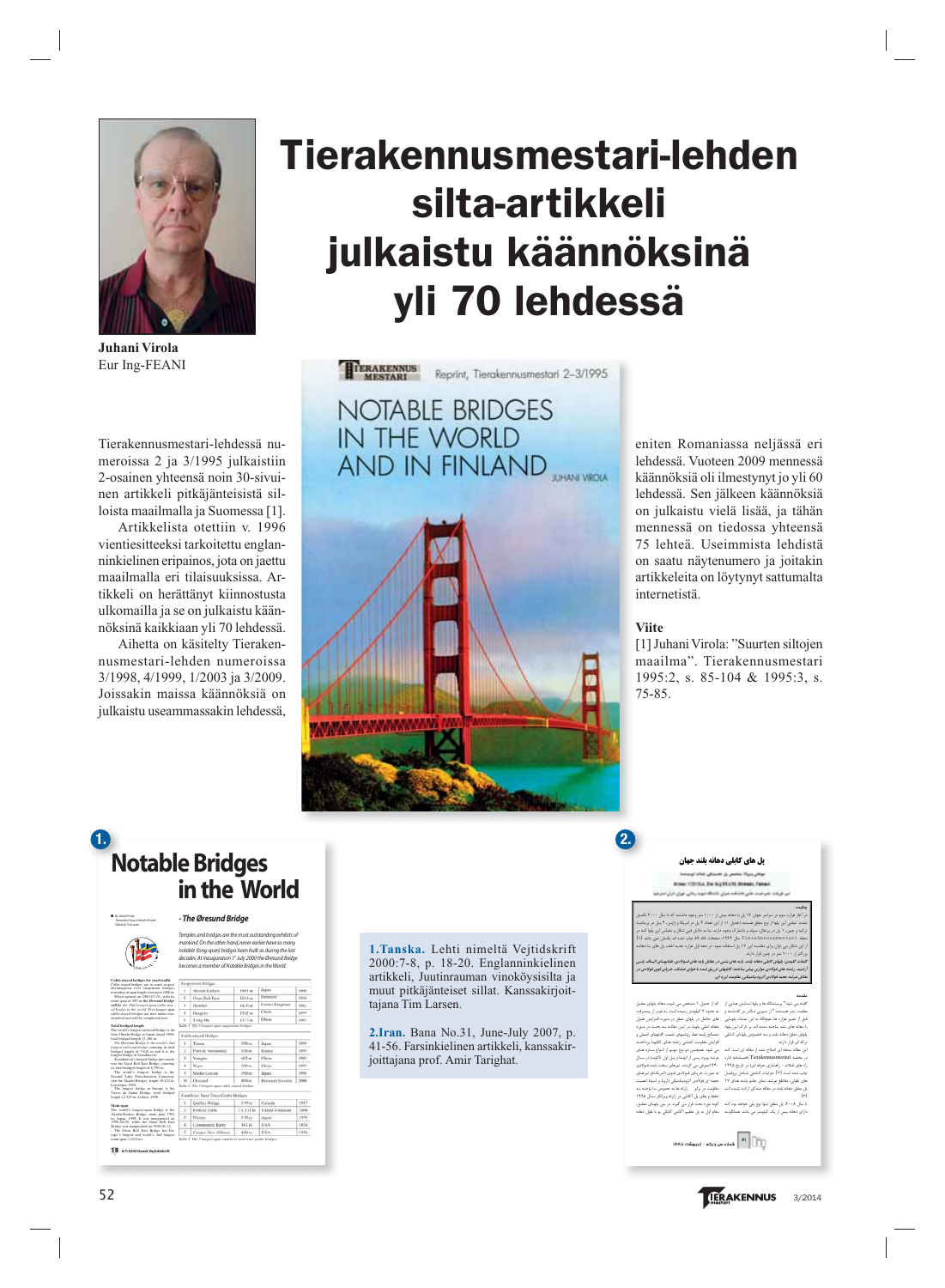# Tierakennusmestari-lehden silta-artikkeli julkaistu käännöksinä yli 70 lehdessä

**Juhani Virola**
Eur Ing-FEANI

Tierakennusmestari-lehdessä numeroissa 2 ja 3/1995 julkaistiin 2-osainen yhteensä noin 30-sivuinen artikkeli pitkäjänteisistä silloista maailmalla ja Suomessa [1].

Artikkelista otettiin v. 1996 vientiesitteeksi tarkoitettu englanninkielinen eripainos, jota on jaettu maailmalla eri tilaisuuksissa. Artikkeli on herättänyt kiinnostusta ulkomailla ja se on julkaistu käännöksinä kaikkiaan yli 70 lehdessä.

Aihetta on käsitelty Tierakennusmestari-lehden numeroissa 3/1998, 4/1999, 1/2003 ja 3/2009. Joissakin maissa käännöksiä on julkaistu useammassakin lehdessä, eniten Romaniassa neljässä eri lehdessä. Vuoteen 2009 mennessä käännöksiä oli ilmestynyt jo yli 60 lehdessä. Sen jälkeen käännöksiä on julkaistu vielä lisää, ja tähän mennessä on tiedossa yhteensä 75 lehteä. Useimmista lehdistä on saatu näytenumero ja joitakin artikkeleita on löytynyt sattumalta internetistä.

### Viite

[1] Juhani Virola: "Suurten siltojen maailma". Tierakennusmestari 1995:2, s. 85-104 & 1995:3, s. 75-85.

**1. Tanska.** Lehti nimeltä Vejtidskrift 2000:7-8, p. 18-20. Englanninkielinen artikkeli, Juutinrauman vinoköysisilta ja muut pitkäjänteiset sillat. Kanssakirjoittajana Tim Larsen.

**2. Iran.** Bana No.31, June-July 2007, p. 41-56. Farsinkielinen artikkeli, kanssakirjoittajana prof. Amir Tarighat.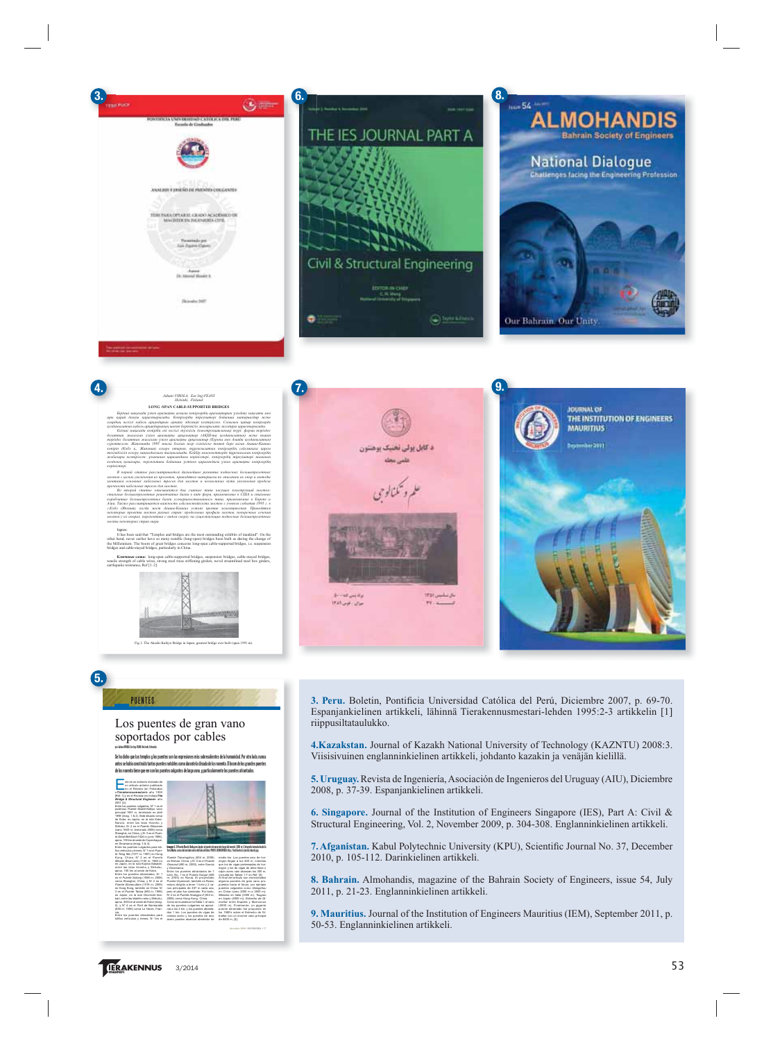3.

4.

5.

6.

7.

8.

9.

**3. Peru.** Boletin, Pontificia Universidad Católica del Perú, Diciembre 2007, p. 69-70. Espanjankielinen artikkeli, lähinnä Tierakennusmestari-lehden 1995:2-3 artikkelin [1] riippusiltataulukko.

**4. Kazakstan.** Journal of Kazakh National University of Technology (KAZNTU) 2008:3. Viisisivuinen englanninkielinen artikkeli, johdanto kazakin ja venäjän kielillä.

**5. Uruguay.** Revista de Ingeniería, Asociación de Ingenieros del Uruguay (AIU), Diciembre 2008, p. 37-39. Espanjankielinen artikkeli.

**6. Singapore.** Journal of the Institution of Engineers Singapore (IES), Part A: Civil & Structural Engineering, Vol. 2, November 2009, p. 304-308. Englanninkielinen artikkeli.

**7. Afganistan.** Kabul Polytechnic University (KPU), Scientific Journal No. 37, December 2010, p. 105-112. Darinkielinen artikkeli.

**8. Bahrain.** Almohandis, magazine of the Bahrain Society of Engineers, issue 54, July 2011, p. 21-23. Englanninkielinen artikkeli.

**9. Mauritius.** Journal of the Institution of Engineers Mauritius (IEM), September 2011, p. 50-53. Englanninkielinen artikkeli.